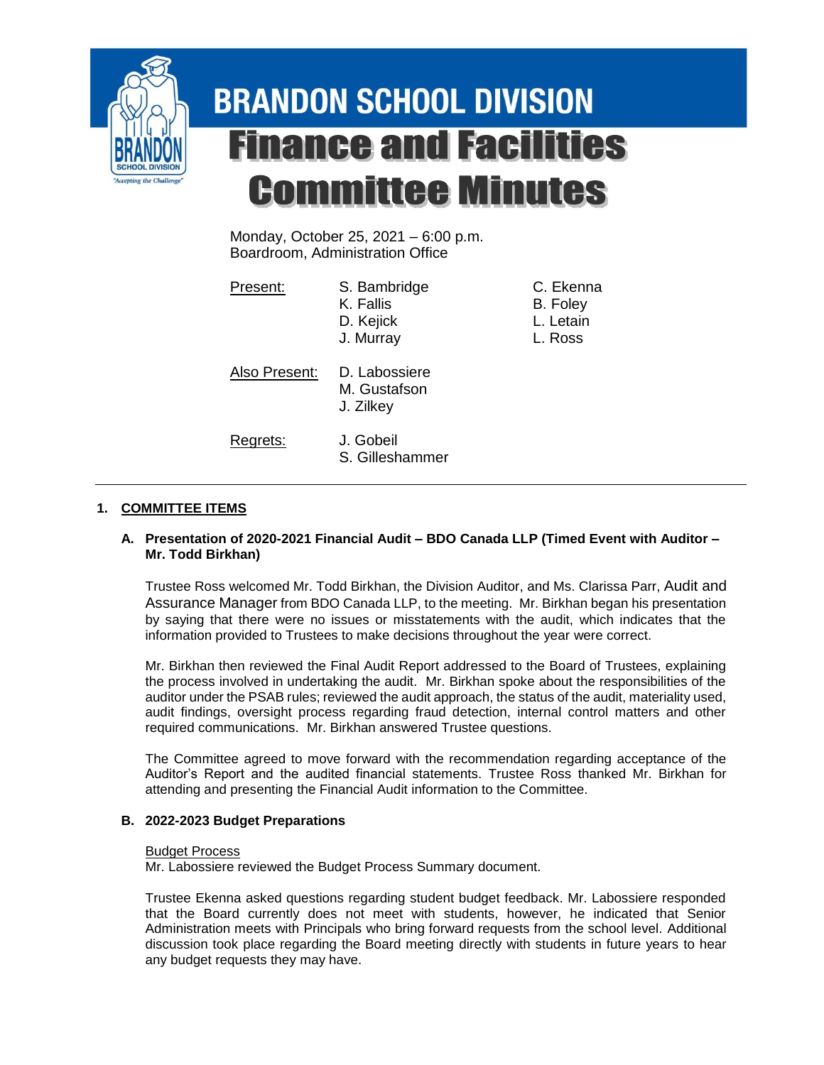# BRANDON SCHOOL DIVISION

# Finance and Facilities Committee Minutes

Monday, October 25, 2021 – 6:00 p.m.
Boardroom, Administration Office

| | | |
|---|---|---|
| Present: | S. Bambridge | C. Ekenna |
| | K. Fallis | B. Foley |
| | D. Kejick | L. Letain |
| | J. Murray | L. Ross |
| Also Present: | D. Labossiere | |
| | M. Gustafson | |
| | J. Zilkey | |
| Regrets: | J. Gobeil | |
| | S. Gilleshammer | |

---

## 1. COMMITTEE ITEMS

### A. Presentation of 2020-2021 Financial Audit – BDO Canada LLP (Timed Event with Auditor – Mr. Todd Birkhan)

Trustee Ross welcomed Mr. Todd Birkhan, the Division Auditor, and Ms. Clarissa Parr, Audit and Assurance Manager from BDO Canada LLP, to the meeting. Mr. Birkhan began his presentation by saying that there were no issues or misstatements with the audit, which indicates that the information provided to Trustees to make decisions throughout the year were correct.

Mr. Birkhan then reviewed the Final Audit Report addressed to the Board of Trustees, explaining the process involved in undertaking the audit. Mr. Birkhan spoke about the responsibilities of the auditor under the PSAB rules; reviewed the audit approach, the status of the audit, materiality used, audit findings, oversight process regarding fraud detection, internal control matters and other required communications. Mr. Birkhan answered Trustee questions.

The Committee agreed to move forward with the recommendation regarding acceptance of the Auditor's Report and the audited financial statements. Trustee Ross thanked Mr. Birkhan for attending and presenting the Financial Audit information to the Committee.

### B. 2022-2023 Budget Preparations

Budget Process

Mr. Labossiere reviewed the Budget Process Summary document.

Trustee Ekenna asked questions regarding student budget feedback. Mr. Labossiere responded that the Board currently does not meet with students, however, he indicated that Senior Administration meets with Principals who bring forward requests from the school level. Additional discussion took place regarding the Board meeting directly with students in future years to hear any budget requests they may have.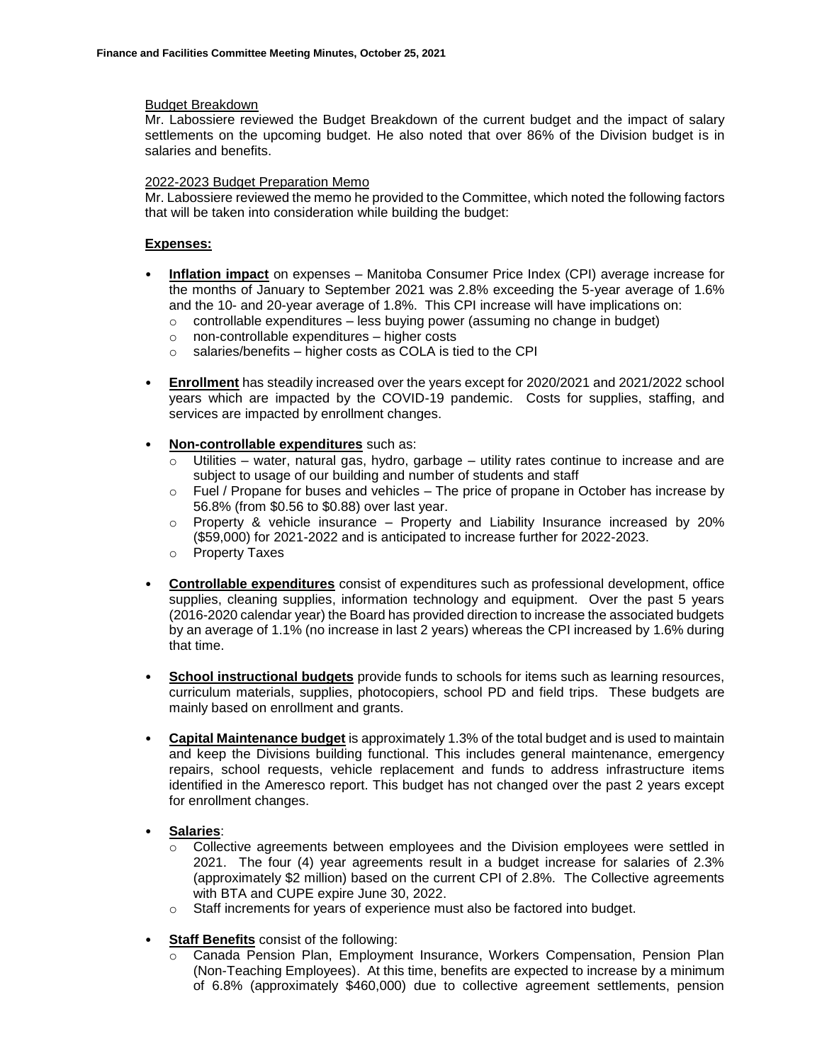Budget Breakdown

Mr. Labossiere reviewed the Budget Breakdown of the current budget and the impact of salary settlements on the upcoming budget. He also noted that over 86% of the Division budget is in salaries and benefits.

2022-2023 Budget Preparation Memo

Mr. Labossiere reviewed the memo he provided to the Committee, which noted the following factors that will be taken into consideration while building the budget:

**Expenses:**

- **Inflation impact** on expenses – Manitoba Consumer Price Index (CPI) average increase for the months of January to September 2021 was 2.8% exceeding the 5-year average of 1.6% and the 10- and 20-year average of 1.8%. This CPI increase will have implications on:
  - controllable expenditures – less buying power (assuming no change in budget)
  - non-controllable expenditures – higher costs
  - salaries/benefits – higher costs as COLA is tied to the CPI

- **Enrollment** has steadily increased over the years except for 2020/2021 and 2021/2022 school years which are impacted by the COVID-19 pandemic. Costs for supplies, staffing, and services are impacted by enrollment changes.

- **Non-controllable expenditures** such as:
  - Utilities – water, natural gas, hydro, garbage – utility rates continue to increase and are subject to usage of our building and number of students and staff
  - Fuel / Propane for buses and vehicles – The price of propane in October has increase by 56.8% (from $0.56 to $0.88) over last year.
  - Property & vehicle insurance – Property and Liability Insurance increased by 20% ($59,000) for 2021-2022 and is anticipated to increase further for 2022-2023.
  - Property Taxes

- **Controllable expenditures** consist of expenditures such as professional development, office supplies, cleaning supplies, information technology and equipment. Over the past 5 years (2016-2020 calendar year) the Board has provided direction to increase the associated budgets by an average of 1.1% (no increase in last 2 years) whereas the CPI increased by 1.6% during that time.

- **School instructional budgets** provide funds to schools for items such as learning resources, curriculum materials, supplies, photocopiers, school PD and field trips. These budgets are mainly based on enrollment and grants.

- **Capital Maintenance budget** is approximately 1.3% of the total budget and is used to maintain and keep the Divisions building functional. This includes general maintenance, emergency repairs, school requests, vehicle replacement and funds to address infrastructure items identified in the Ameresco report. This budget has not changed over the past 2 years except for enrollment changes.

- **Salaries**:
  - Collective agreements between employees and the Division employees were settled in 2021. The four (4) year agreements result in a budget increase for salaries of 2.3% (approximately $2 million) based on the current CPI of 2.8%. The Collective agreements with BTA and CUPE expire June 30, 2022.
  - Staff increments for years of experience must also be factored into budget.

- **Staff Benefits** consist of the following:
  - Canada Pension Plan, Employment Insurance, Workers Compensation, Pension Plan (Non-Teaching Employees). At this time, benefits are expected to increase by a minimum of 6.8% (approximately $460,000) due to collective agreement settlements, pension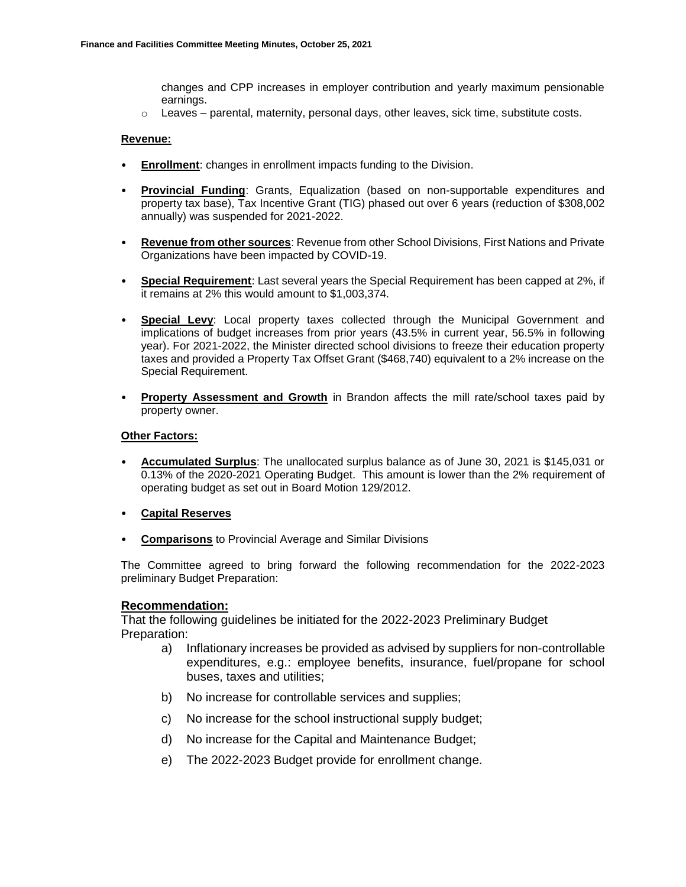changes and CPP increases in employer contribution and yearly maximum pensionable earnings.

- Leaves – parental, maternity, personal days, other leaves, sick time, substitute costs.

**Revenue:**

- **Enrollment**: changes in enrollment impacts funding to the Division.
- **Provincial Funding**: Grants, Equalization (based on non-supportable expenditures and property tax base), Tax Incentive Grant (TIG) phased out over 6 years (reduction of $308,002 annually) was suspended for 2021-2022.
- **Revenue from other sources**: Revenue from other School Divisions, First Nations and Private Organizations have been impacted by COVID-19.
- **Special Requirement**: Last several years the Special Requirement has been capped at 2%, if it remains at 2% this would amount to $1,003,374.
- **Special Levy**: Local property taxes collected through the Municipal Government and implications of budget increases from prior years (43.5% in current year, 56.5% in following year). For 2021-2022, the Minister directed school divisions to freeze their education property taxes and provided a Property Tax Offset Grant ($468,740) equivalent to a 2% increase on the Special Requirement.
- **Property Assessment and Growth** in Brandon affects the mill rate/school taxes paid by property owner.

**Other Factors:**

- **Accumulated Surplus**: The unallocated surplus balance as of June 30, 2021 is $145,031 or 0.13% of the 2020-2021 Operating Budget. This amount is lower than the 2% requirement of operating budget as set out in Board Motion 129/2012.
- **Capital Reserves**
- **Comparisons** to Provincial Average and Similar Divisions

The Committee agreed to bring forward the following recommendation for the 2022-2023 preliminary Budget Preparation:

**Recommendation:**

That the following guidelines be initiated for the 2022-2023 Preliminary Budget Preparation:

a) Inflationary increases be provided as advised by suppliers for non-controllable expenditures, e.g.: employee benefits, insurance, fuel/propane for school buses, taxes and utilities;

b) No increase for controllable services and supplies;

c) No increase for the school instructional supply budget;

d) No increase for the Capital and Maintenance Budget;

e) The 2022-2023 Budget provide for enrollment change.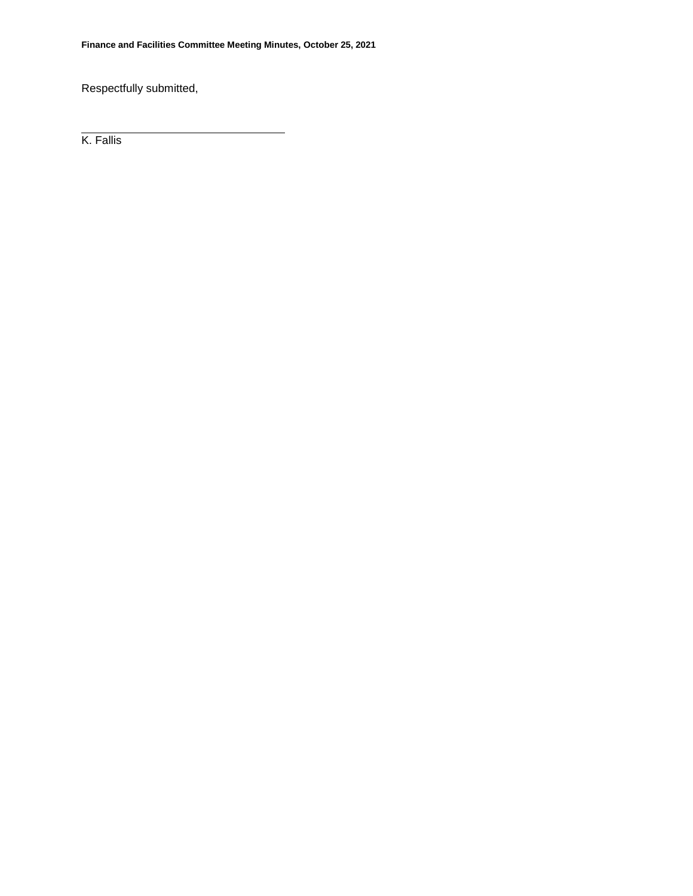Respectfully submitted,

\_\_\_\_\_\_\_\_\_\_\_\_\_\_\_\_\_\_\_\_\_\_\_\_\_\_\_\_\_\_\_\_\_\_\_\_

K. Fallis